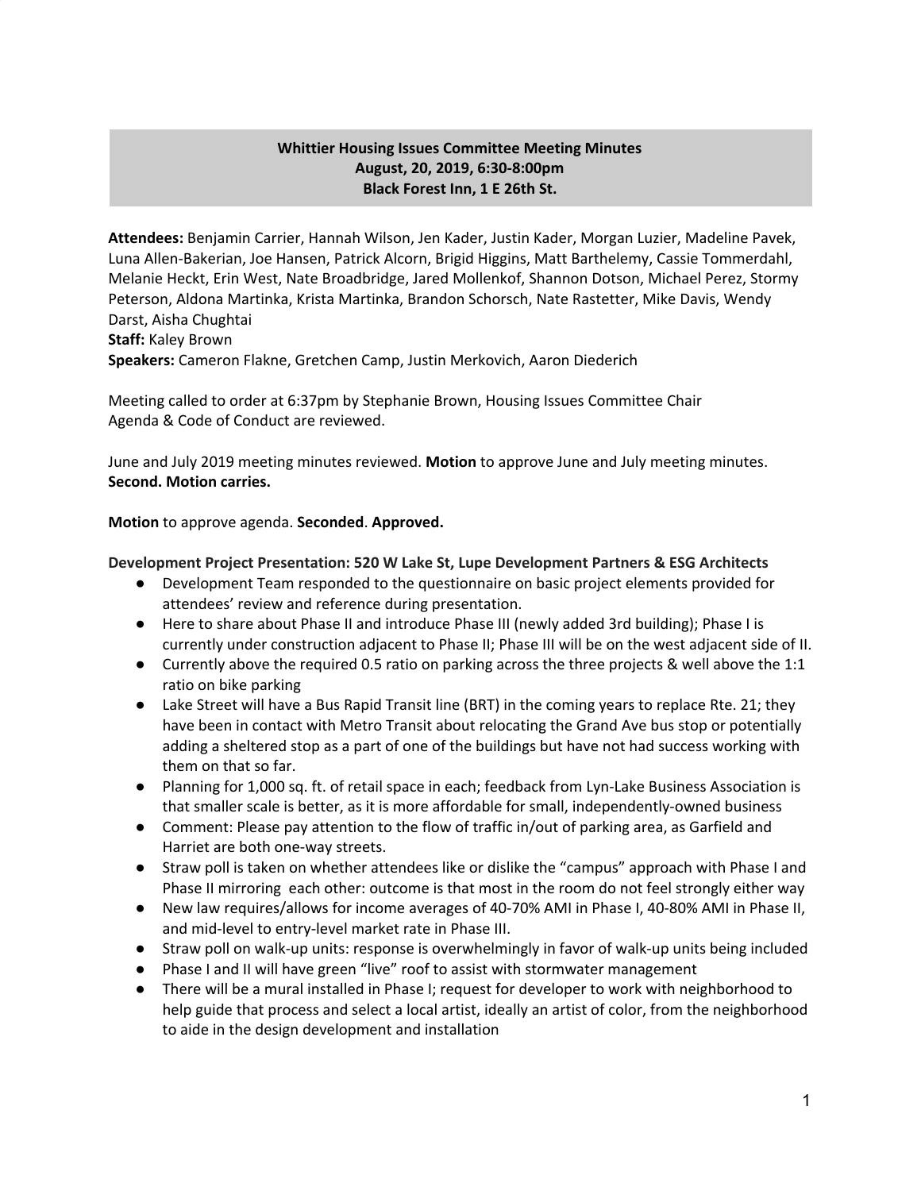**Whittier Housing Issues Committee Meeting Minutes**
**August, 20, 2019, 6:30-8:00pm**
**Black Forest Inn, 1 E 26th St.**

**Attendees:** Benjamin Carrier, Hannah Wilson, Jen Kader, Justin Kader, Morgan Luzier, Madeline Pavek, Luna Allen-Bakerian, Joe Hansen, Patrick Alcorn, Brigid Higgins, Matt Barthelemy, Cassie Tommerdahl, Melanie Heckt, Erin West, Nate Broadbridge, Jared Mollenkof, Shannon Dotson, Michael Perez, Stormy Peterson, Aldona Martinka, Krista Martinka, Brandon Schorsch, Nate Rastetter, Mike Davis, Wendy Darst, Aisha Chughtai
**Staff:** Kaley Brown
**Speakers:** Cameron Flakne, Gretchen Camp, Justin Merkovich, Aaron Diederich

Meeting called to order at 6:37pm by Stephanie Brown, Housing Issues Committee Chair
Agenda & Code of Conduct are reviewed.

June and July 2019 meeting minutes reviewed. **Motion** to approve June and July meeting minutes. **Second. Motion carries.**

**Motion** to approve agenda. **Seconded**. **Approved.**

**Development Project Presentation: 520 W Lake St, Lupe Development Partners & ESG Architects**

- Development Team responded to the questionnaire on basic project elements provided for attendees' review and reference during presentation.
- Here to share about Phase II and introduce Phase III (newly added 3rd building); Phase I is currently under construction adjacent to Phase II; Phase III will be on the west adjacent side of II.
- Currently above the required 0.5 ratio on parking across the three projects & well above the 1:1 ratio on bike parking
- Lake Street will have a Bus Rapid Transit line (BRT) in the coming years to replace Rte. 21; they have been in contact with Metro Transit about relocating the Grand Ave bus stop or potentially adding a sheltered stop as a part of one of the buildings but have not had success working with them on that so far.
- Planning for 1,000 sq. ft. of retail space in each; feedback from Lyn-Lake Business Association is that smaller scale is better, as it is more affordable for small, independently-owned business
- Comment: Please pay attention to the flow of traffic in/out of parking area, as Garfield and Harriet are both one-way streets.
- Straw poll is taken on whether attendees like or dislike the "campus" approach with Phase I and Phase II mirroring each other: outcome is that most in the room do not feel strongly either way
- New law requires/allows for income averages of 40-70% AMI in Phase I, 40-80% AMI in Phase II, and mid-level to entry-level market rate in Phase III.
- Straw poll on walk-up units: response is overwhelmingly in favor of walk-up units being included
- Phase I and II will have green "live" roof to assist with stormwater management
- There will be a mural installed in Phase I; request for developer to work with neighborhood to help guide that process and select a local artist, ideally an artist of color, from the neighborhood to aide in the design development and installation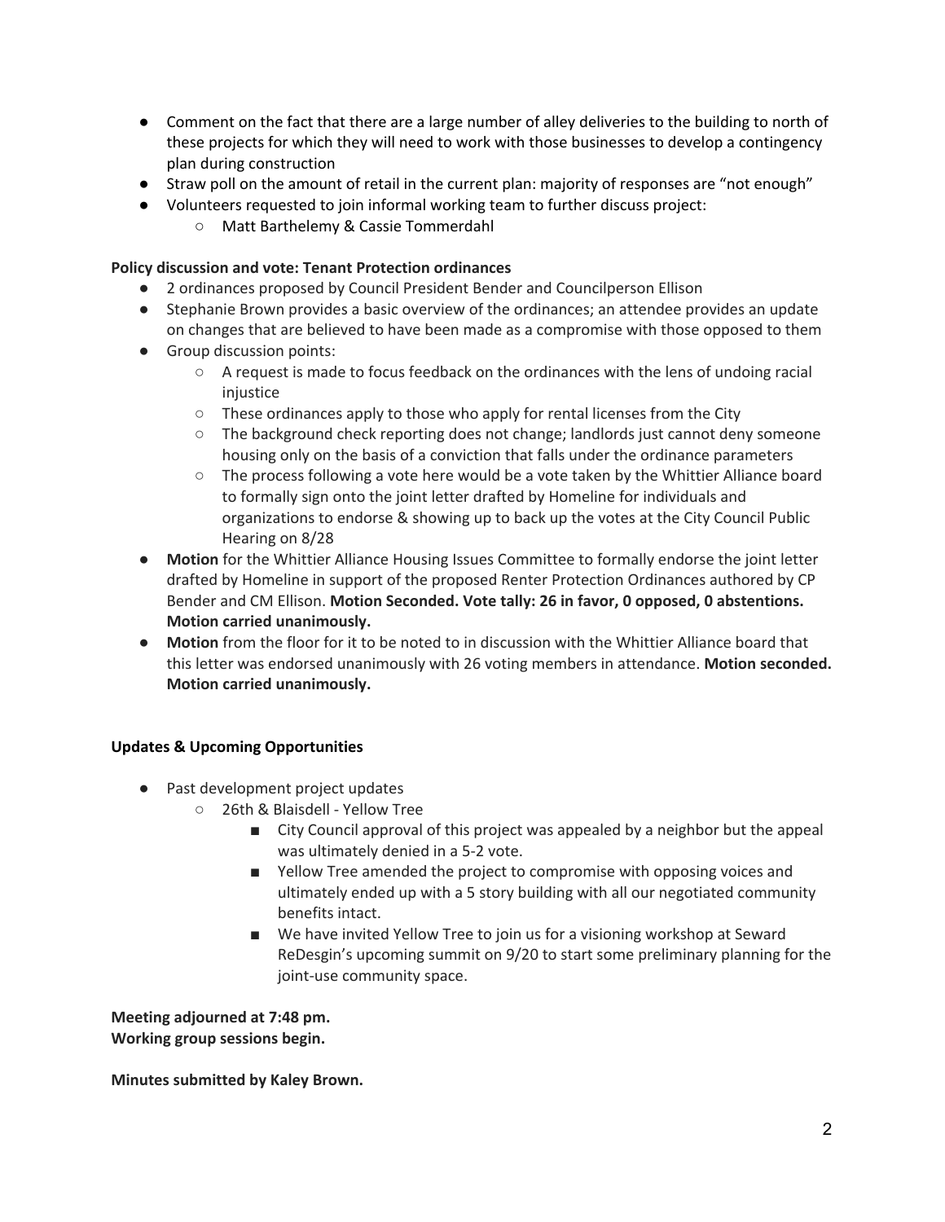- Comment on the fact that there are a large number of alley deliveries to the building to north of these projects for which they will need to work with those businesses to develop a contingency plan during construction
- Straw poll on the amount of retail in the current plan: majority of responses are "not enough"
- Volunteers requested to join informal working team to further discuss project:
    - Matt Barthelemy & Cassie Tommerdahl

**Policy discussion and vote: Tenant Protection ordinances**

- 2 ordinances proposed by Council President Bender and Councilperson Ellison
- Stephanie Brown provides a basic overview of the ordinances; an attendee provides an update on changes that are believed to have been made as a compromise with those opposed to them
- Group discussion points:
    - A request is made to focus feedback on the ordinances with the lens of undoing racial injustice
    - These ordinances apply to those who apply for rental licenses from the City
    - The background check reporting does not change; landlords just cannot deny someone housing only on the basis of a conviction that falls under the ordinance parameters
    - The process following a vote here would be a vote taken by the Whittier Alliance board to formally sign onto the joint letter drafted by Homeline for individuals and organizations to endorse & showing up to back up the votes at the City Council Public Hearing on 8/28
- **Motion** for the Whittier Alliance Housing Issues Committee to formally endorse the joint letter drafted by Homeline in support of the proposed Renter Protection Ordinances authored by CP Bender and CM Ellison. **Motion Seconded. Vote tally: 26 in favor, 0 opposed, 0 abstentions. Motion carried unanimously.**
- **Motion** from the floor for it to be noted to in discussion with the Whittier Alliance board that this letter was endorsed unanimously with 26 voting members in attendance. **Motion seconded. Motion carried unanimously.**

**Updates & Upcoming Opportunities**

- Past development project updates
    - 26th & Blaisdell - Yellow Tree
        - City Council approval of this project was appealed by a neighbor but the appeal was ultimately denied in a 5-2 vote.
        - Yellow Tree amended the project to compromise with opposing voices and ultimately ended up with a 5 story building with all our negotiated community benefits intact.
        - We have invited Yellow Tree to join us for a visioning workshop at Seward ReDesgin's upcoming summit on 9/20 to start some preliminary planning for the joint-use community space.

**Meeting adjourned at 7:48 pm.**
**Working group sessions begin.**

**Minutes submitted by Kaley Brown.**